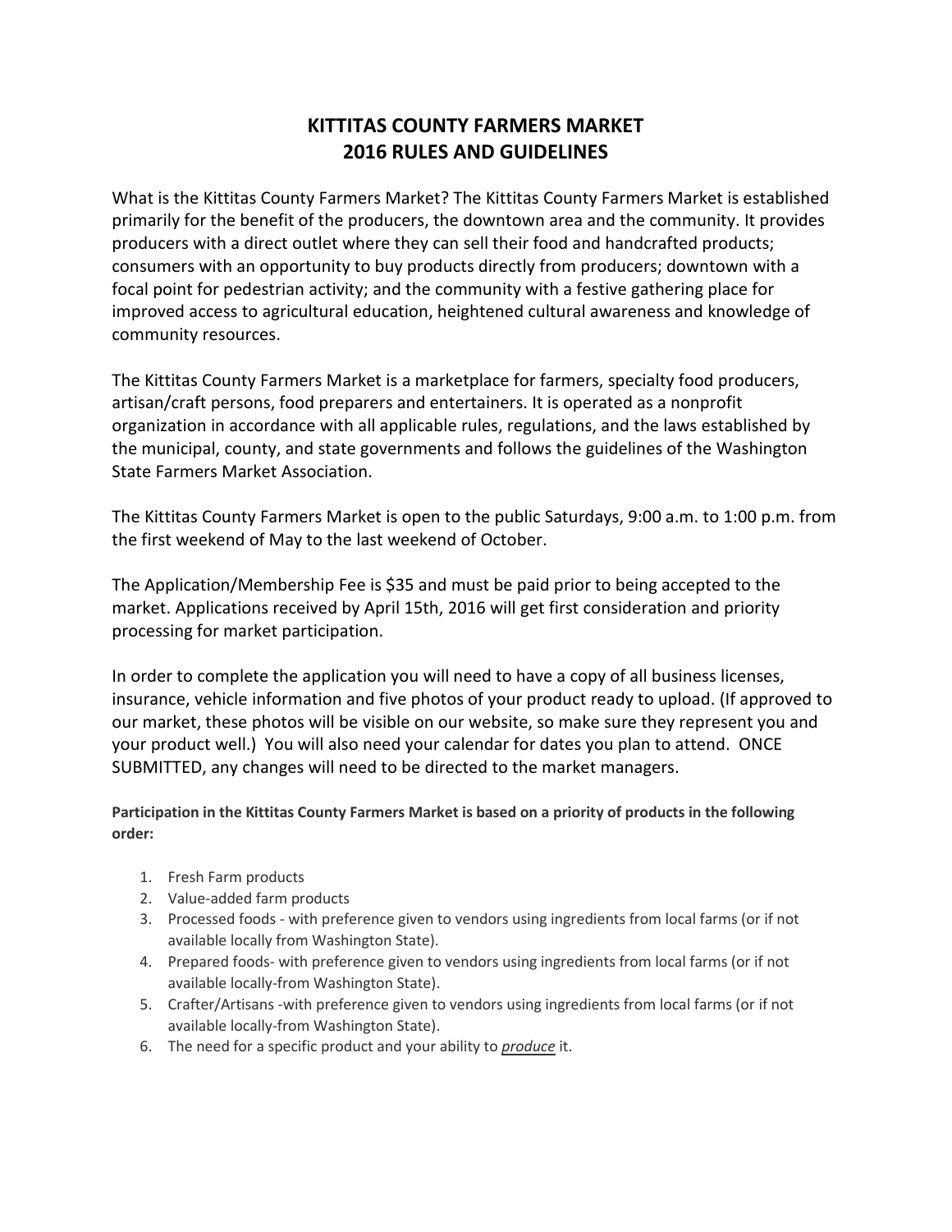# KITTITAS COUNTY FARMERS MARKET
# 2016 RULES AND GUIDELINES

What is the Kittitas County Farmers Market? The Kittitas County Farmers Market is established primarily for the benefit of the producers, the downtown area and the community. It provides producers with a direct outlet where they can sell their food and handcrafted products; consumers with an opportunity to buy products directly from producers; downtown with a focal point for pedestrian activity; and the community with a festive gathering place for improved access to agricultural education, heightened cultural awareness and knowledge of community resources.

The Kittitas County Farmers Market is a marketplace for farmers, specialty food producers, artisan/craft persons, food preparers and entertainers. It is operated as a nonprofit organization in accordance with all applicable rules, regulations, and the laws established by the municipal, county, and state governments and follows the guidelines of the Washington State Farmers Market Association.

The Kittitas County Farmers Market is open to the public Saturdays, 9:00 a.m. to 1:00 p.m. from the first weekend of May to the last weekend of October.

The Application/Membership Fee is $35 and must be paid prior to being accepted to the market. Applications received by April 15th, 2016 will get first consideration and priority processing for market participation.

In order to complete the application you will need to have a copy of all business licenses, insurance, vehicle information and five photos of your product ready to upload. (If approved to our market, these photos will be visible on our website, so make sure they represent you and your product well.) You will also need your calendar for dates you plan to attend. ONCE SUBMITTED, any changes will need to be directed to the market managers.

**Participation in the Kittitas County Farmers Market is based on a priority of products in the following order:**

1. Fresh Farm products
2. Value-added farm products
3. Processed foods - with preference given to vendors using ingredients from local farms (or if not available locally from Washington State).
4. Prepared foods- with preference given to vendors using ingredients from local farms (or if not available locally-from Washington State).
5. Crafter/Artisans -with preference given to vendors using ingredients from local farms (or if not available locally-from Washington State).
6. The need for a specific product and your ability to ***produce*** it.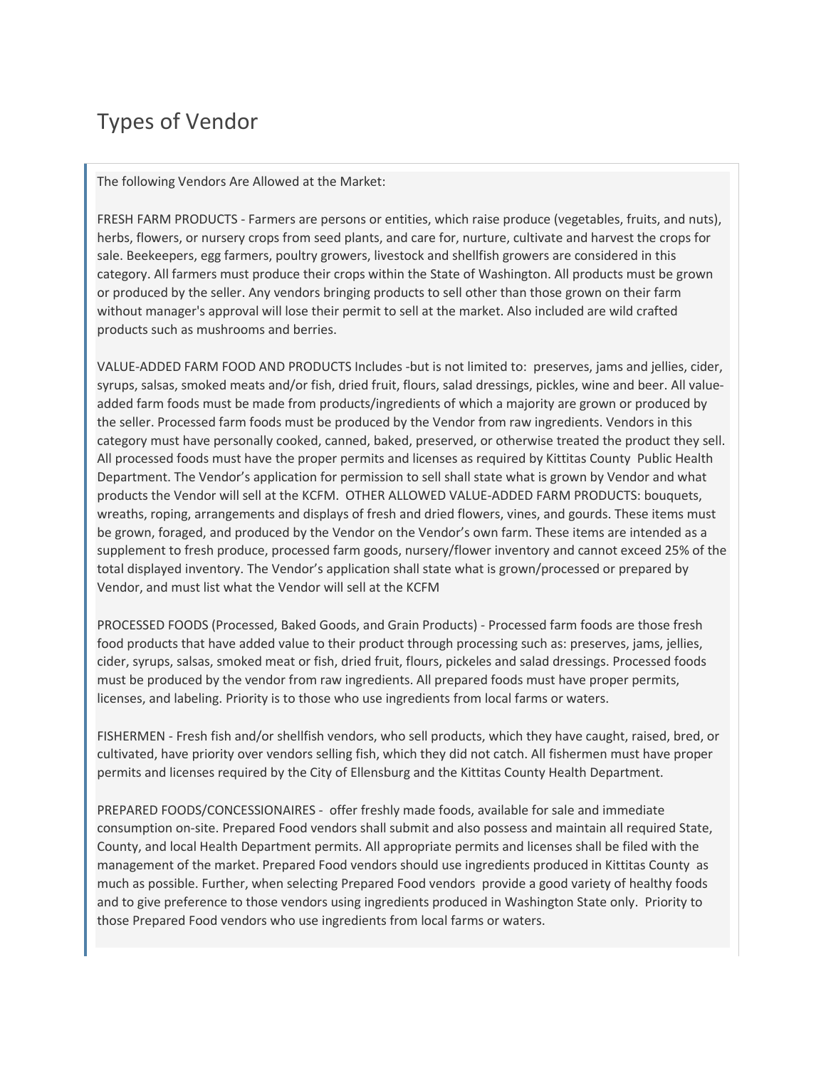# Types of Vendor

The following Vendors Are Allowed at the Market:

FRESH FARM PRODUCTS - Farmers are persons or entities, which raise produce (vegetables, fruits, and nuts), herbs, flowers, or nursery crops from seed plants, and care for, nurture, cultivate and harvest the crops for sale. Beekeepers, egg farmers, poultry growers, livestock and shellfish growers are considered in this category. All farmers must produce their crops within the State of Washington. All products must be grown or produced by the seller. Any vendors bringing products to sell other than those grown on their farm without manager's approval will lose their permit to sell at the market. Also included are wild crafted products such as mushrooms and berries.

VALUE-ADDED FARM FOOD AND PRODUCTS Includes -but is not limited to: preserves, jams and jellies, cider, syrups, salsas, smoked meats and/or fish, dried fruit, flours, salad dressings, pickles, wine and beer. All value-added farm foods must be made from products/ingredients of which a majority are grown or produced by the seller. Processed farm foods must be produced by the Vendor from raw ingredients. Vendors in this category must have personally cooked, canned, baked, preserved, or otherwise treated the product they sell. All processed foods must have the proper permits and licenses as required by Kittitas County Public Health Department. The Vendor's application for permission to sell shall state what is grown by Vendor and what products the Vendor will sell at the KCFM. OTHER ALLOWED VALUE-ADDED FARM PRODUCTS: bouquets, wreaths, roping, arrangements and displays of fresh and dried flowers, vines, and gourds. These items must be grown, foraged, and produced by the Vendor on the Vendor's own farm. These items are intended as a supplement to fresh produce, processed farm goods, nursery/flower inventory and cannot exceed 25% of the total displayed inventory. The Vendor's application shall state what is grown/processed or prepared by Vendor, and must list what the Vendor will sell at the KCFM

PROCESSED FOODS (Processed, Baked Goods, and Grain Products) - Processed farm foods are those fresh food products that have added value to their product through processing such as: preserves, jams, jellies, cider, syrups, salsas, smoked meat or fish, dried fruit, flours, pickeles and salad dressings. Processed foods must be produced by the vendor from raw ingredients. All prepared foods must have proper permits, licenses, and labeling. Priority is to those who use ingredients from local farms or waters.

FISHERMEN - Fresh fish and/or shellfish vendors, who sell products, which they have caught, raised, bred, or cultivated, have priority over vendors selling fish, which they did not catch. All fishermen must have proper permits and licenses required by the City of Ellensburg and the Kittitas County Health Department.

PREPARED FOODS/CONCESSIONAIRES - offer freshly made foods, available for sale and immediate consumption on-site. Prepared Food vendors shall submit and also possess and maintain all required State, County, and local Health Department permits. All appropriate permits and licenses shall be filed with the management of the market. Prepared Food vendors should use ingredients produced in Kittitas County as much as possible. Further, when selecting Prepared Food vendors provide a good variety of healthy foods and to give preference to those vendors using ingredients produced in Washington State only. Priority to those Prepared Food vendors who use ingredients from local farms or waters.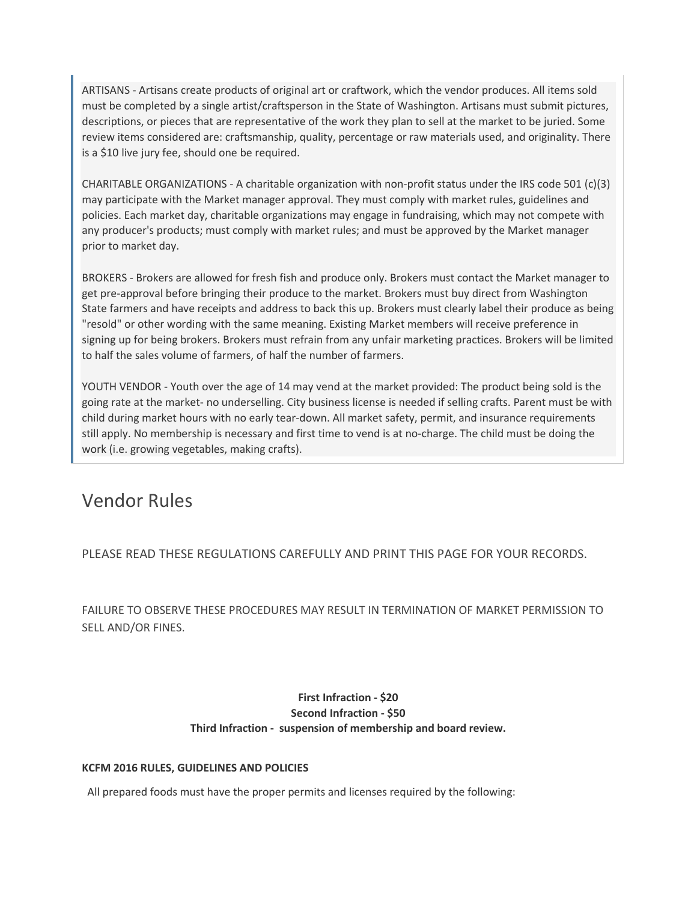ARTISANS - Artisans create products of original art or craftwork, which the vendor produces. All items sold must be completed by a single artist/craftsperson in the State of Washington. Artisans must submit pictures, descriptions, or pieces that are representative of the work they plan to sell at the market to be juried. Some review items considered are: craftsmanship, quality, percentage or raw materials used, and originality. There is a $10 live jury fee, should one be required.

CHARITABLE ORGANIZATIONS - A charitable organization with non-profit status under the IRS code 501 (c)(3) may participate with the Market manager approval. They must comply with market rules, guidelines and policies. Each market day, charitable organizations may engage in fundraising, which may not compete with any producer's products; must comply with market rules; and must be approved by the Market manager prior to market day.

BROKERS - Brokers are allowed for fresh fish and produce only. Brokers must contact the Market manager to get pre-approval before bringing their produce to the market. Brokers must buy direct from Washington State farmers and have receipts and address to back this up. Brokers must clearly label their produce as being "resold" or other wording with the same meaning. Existing Market members will receive preference in signing up for being brokers. Brokers must refrain from any unfair marketing practices. Brokers will be limited to half the sales volume of farmers, of half the number of farmers.

YOUTH VENDOR - Youth over the age of 14 may vend at the market provided: The product being sold is the going rate at the market- no underselling. City business license is needed if selling crafts. Parent must be with child during market hours with no early tear-down. All market safety, permit, and insurance requirements still apply. No membership is necessary and first time to vend is at no-charge. The child must be doing the work (i.e. growing vegetables, making crafts).

# Vendor Rules

PLEASE READ THESE REGULATIONS CAREFULLY AND PRINT THIS PAGE FOR YOUR RECORDS.

FAILURE TO OBSERVE THESE PROCEDURES MAY RESULT IN TERMINATION OF MARKET PERMISSION TO SELL AND/OR FINES.

**First Infraction - $20**
**Second Infraction - $50**
**Third Infraction - suspension of membership and board review.**

**KCFM 2016 RULES, GUIDELINES AND POLICIES**

All prepared foods must have the proper permits and licenses required by the following: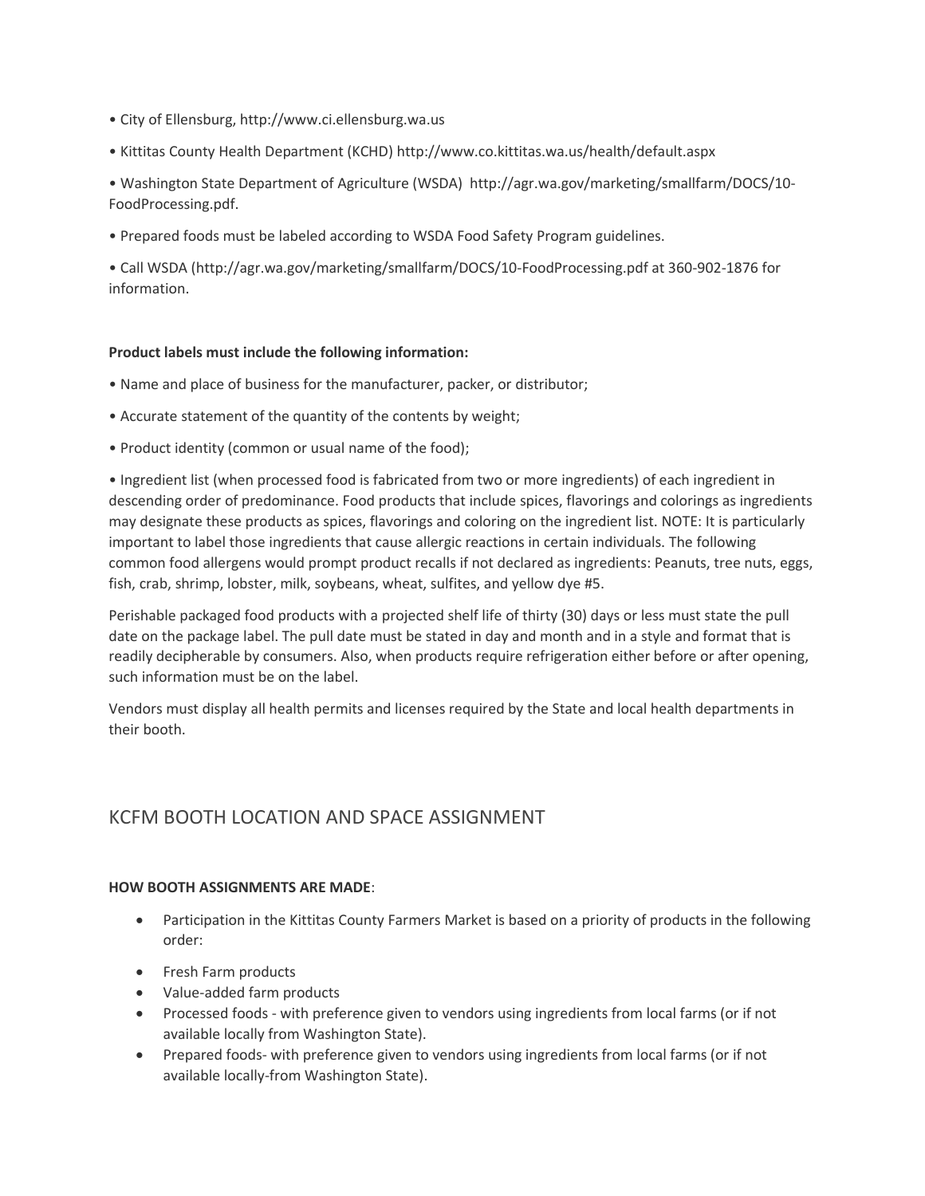• City of Ellensburg, http://www.ci.ellensburg.wa.us

• Kittitas County Health Department (KCHD) http://www.co.kittitas.wa.us/health/default.aspx

• Washington State Department of Agriculture (WSDA) http://agr.wa.gov/marketing/smallfarm/DOCS/10-FoodProcessing.pdf.

• Prepared foods must be labeled according to WSDA Food Safety Program guidelines.

• Call WSDA (http://agr.wa.gov/marketing/smallfarm/DOCS/10-FoodProcessing.pdf at 360-902-1876 for information.

**Product labels must include the following information:**

• Name and place of business for the manufacturer, packer, or distributor;

• Accurate statement of the quantity of the contents by weight;

• Product identity (common or usual name of the food);

• Ingredient list (when processed food is fabricated from two or more ingredients) of each ingredient in descending order of predominance. Food products that include spices, flavorings and colorings as ingredients may designate these products as spices, flavorings and coloring on the ingredient list. NOTE: It is particularly important to label those ingredients that cause allergic reactions in certain individuals. The following common food allergens would prompt product recalls if not declared as ingredients: Peanuts, tree nuts, eggs, fish, crab, shrimp, lobster, milk, soybeans, wheat, sulfites, and yellow dye #5.

Perishable packaged food products with a projected shelf life of thirty (30) days or less must state the pull date on the package label. The pull date must be stated in day and month and in a style and format that is readily decipherable by consumers. Also, when products require refrigeration either before or after opening, such information must be on the label.

Vendors must display all health permits and licenses required by the State and local health departments in their booth.

## KCFM BOOTH LOCATION AND SPACE ASSIGNMENT

**HOW BOOTH ASSIGNMENTS ARE MADE**:

- Participation in the Kittitas County Farmers Market is based on a priority of products in the following order:
- Fresh Farm products
- Value-added farm products
- Processed foods - with preference given to vendors using ingredients from local farms (or if not available locally from Washington State).
- Prepared foods- with preference given to vendors using ingredients from local farms (or if not available locally-from Washington State).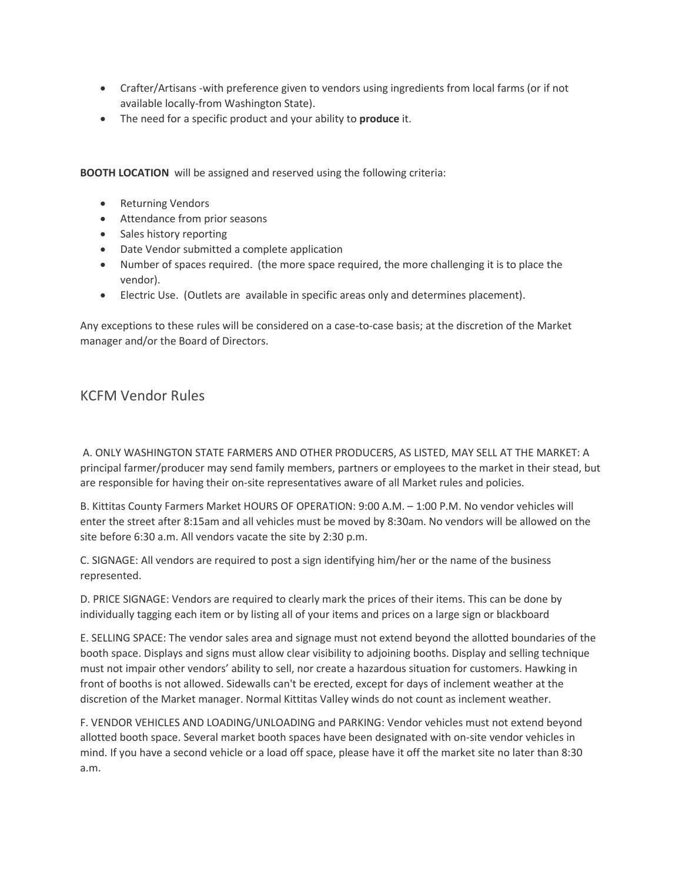- Crafter/Artisans -with preference given to vendors using ingredients from local farms (or if not available locally-from Washington State).
- The need for a specific product and your ability to **produce** it.

**BOOTH LOCATION** will be assigned and reserved using the following criteria:

- Returning Vendors
- Attendance from prior seasons
- Sales history reporting
- Date Vendor submitted a complete application
- Number of spaces required. (the more space required, the more challenging it is to place the vendor).
- Electric Use. (Outlets are available in specific areas only and determines placement).

Any exceptions to these rules will be considered on a case-to-case basis; at the discretion of the Market manager and/or the Board of Directors.

## KCFM Vendor Rules

A. ONLY WASHINGTON STATE FARMERS AND OTHER PRODUCERS, AS LISTED, MAY SELL AT THE MARKET: A principal farmer/producer may send family members, partners or employees to the market in their stead, but are responsible for having their on-site representatives aware of all Market rules and policies.

B. Kittitas County Farmers Market HOURS OF OPERATION: 9:00 A.M. – 1:00 P.M. No vendor vehicles will enter the street after 8:15am and all vehicles must be moved by 8:30am. No vendors will be allowed on the site before 6:30 a.m. All vendors vacate the site by 2:30 p.m.

C. SIGNAGE: All vendors are required to post a sign identifying him/her or the name of the business represented.

D. PRICE SIGNAGE: Vendors are required to clearly mark the prices of their items. This can be done by individually tagging each item or by listing all of your items and prices on a large sign or blackboard

E. SELLING SPACE: The vendor sales area and signage must not extend beyond the allotted boundaries of the booth space. Displays and signs must allow clear visibility to adjoining booths. Display and selling technique must not impair other vendors' ability to sell, nor create a hazardous situation for customers. Hawking in front of booths is not allowed. Sidewalls can't be erected, except for days of inclement weather at the discretion of the Market manager. Normal Kittitas Valley winds do not count as inclement weather.

F. VENDOR VEHICLES AND LOADING/UNLOADING and PARKING: Vendor vehicles must not extend beyond allotted booth space. Several market booth spaces have been designated with on-site vendor vehicles in mind. If you have a second vehicle or a load off space, please have it off the market site no later than 8:30 a.m.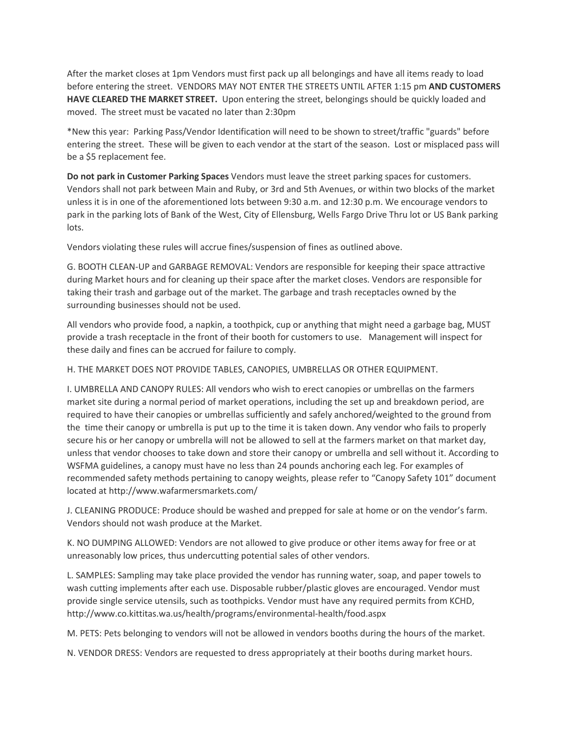After the market closes at 1pm Vendors must first pack up all belongings and have all items ready to load before entering the street. VENDORS MAY NOT ENTER THE STREETS UNTIL AFTER 1:15 pm **AND CUSTOMERS HAVE CLEARED THE MARKET STREET.** Upon entering the street, belongings should be quickly loaded and moved. The street must be vacated no later than 2:30pm

*New this year: Parking Pass/Vendor Identification will need to be shown to street/traffic "guards" before entering the street. These will be given to each vendor at the start of the season. Lost or misplaced pass will be a $5 replacement fee.

**Do not park in Customer Parking Spaces** Vendors must leave the street parking spaces for customers. Vendors shall not park between Main and Ruby, or 3rd and 5th Avenues, or within two blocks of the market unless it is in one of the aforementioned lots between 9:30 a.m. and 12:30 p.m. We encourage vendors to park in the parking lots of Bank of the West, City of Ellensburg, Wells Fargo Drive Thru lot or US Bank parking lots.

Vendors violating these rules will accrue fines/suspension of fines as outlined above.

G. BOOTH CLEAN-UP and GARBAGE REMOVAL: Vendors are responsible for keeping their space attractive during Market hours and for cleaning up their space after the market closes. Vendors are responsible for taking their trash and garbage out of the market. The garbage and trash receptacles owned by the surrounding businesses should not be used.

All vendors who provide food, a napkin, a toothpick, cup or anything that might need a garbage bag, MUST provide a trash receptacle in the front of their booth for customers to use. Management will inspect for these daily and fines can be accrued for failure to comply.

H. THE MARKET DOES NOT PROVIDE TABLES, CANOPIES, UMBRELLAS OR OTHER EQUIPMENT.

I. UMBRELLA AND CANOPY RULES: All vendors who wish to erect canopies or umbrellas on the farmers market site during a normal period of market operations, including the set up and breakdown period, are required to have their canopies or umbrellas sufficiently and safely anchored/weighted to the ground from the time their canopy or umbrella is put up to the time it is taken down. Any vendor who fails to properly secure his or her canopy or umbrella will not be allowed to sell at the farmers market on that market day, unless that vendor chooses to take down and store their canopy or umbrella and sell without it. According to WSFMA guidelines, a canopy must have no less than 24 pounds anchoring each leg. For examples of recommended safety methods pertaining to canopy weights, please refer to "Canopy Safety 101" document located at http://www.wafarmersmarkets.com/

J. CLEANING PRODUCE: Produce should be washed and prepped for sale at home or on the vendor's farm. Vendors should not wash produce at the Market.

K. NO DUMPING ALLOWED: Vendors are not allowed to give produce or other items away for free or at unreasonably low prices, thus undercutting potential sales of other vendors.

L. SAMPLES: Sampling may take place provided the vendor has running water, soap, and paper towels to wash cutting implements after each use. Disposable rubber/plastic gloves are encouraged. Vendor must provide single service utensils, such as toothpicks. Vendor must have any required permits from KCHD, http://www.co.kittitas.wa.us/health/programs/environmental-health/food.aspx

M. PETS: Pets belonging to vendors will not be allowed in vendors booths during the hours of the market.

N. VENDOR DRESS: Vendors are requested to dress appropriately at their booths during market hours.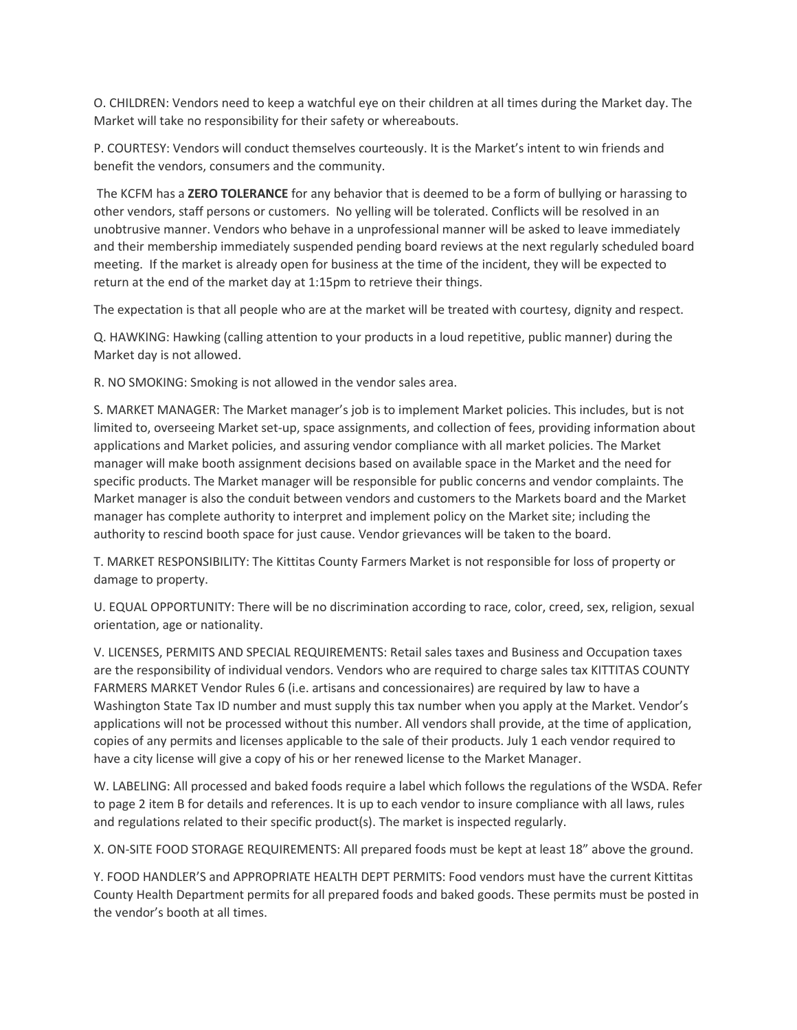O. CHILDREN: Vendors need to keep a watchful eye on their children at all times during the Market day. The Market will take no responsibility for their safety or whereabouts.

P. COURTESY: Vendors will conduct themselves courteously. It is the Market's intent to win friends and benefit the vendors, consumers and the community.

The KCFM has a **ZERO TOLERANCE** for any behavior that is deemed to be a form of bullying or harassing to other vendors, staff persons or customers. No yelling will be tolerated. Conflicts will be resolved in an unobtrusive manner. Vendors who behave in a unprofessional manner will be asked to leave immediately and their membership immediately suspended pending board reviews at the next regularly scheduled board meeting. If the market is already open for business at the time of the incident, they will be expected to return at the end of the market day at 1:15pm to retrieve their things.

The expectation is that all people who are at the market will be treated with courtesy, dignity and respect.

Q. HAWKING: Hawking (calling attention to your products in a loud repetitive, public manner) during the Market day is not allowed.

R. NO SMOKING: Smoking is not allowed in the vendor sales area.

S. MARKET MANAGER: The Market manager's job is to implement Market policies. This includes, but is not limited to, overseeing Market set-up, space assignments, and collection of fees, providing information about applications and Market policies, and assuring vendor compliance with all market policies. The Market manager will make booth assignment decisions based on available space in the Market and the need for specific products. The Market manager will be responsible for public concerns and vendor complaints. The Market manager is also the conduit between vendors and customers to the Markets board and the Market manager has complete authority to interpret and implement policy on the Market site; including the authority to rescind booth space for just cause. Vendor grievances will be taken to the board.

T. MARKET RESPONSIBILITY: The Kittitas County Farmers Market is not responsible for loss of property or damage to property.

U. EQUAL OPPORTUNITY: There will be no discrimination according to race, color, creed, sex, religion, sexual orientation, age or nationality.

V. LICENSES, PERMITS AND SPECIAL REQUIREMENTS: Retail sales taxes and Business and Occupation taxes are the responsibility of individual vendors. Vendors who are required to charge sales tax KITTITAS COUNTY FARMERS MARKET Vendor Rules 6 (i.e. artisans and concessionaires) are required by law to have a Washington State Tax ID number and must supply this tax number when you apply at the Market. Vendor's applications will not be processed without this number. All vendors shall provide, at the time of application, copies of any permits and licenses applicable to the sale of their products. July 1 each vendor required to have a city license will give a copy of his or her renewed license to the Market Manager.

W. LABELING: All processed and baked foods require a label which follows the regulations of the WSDA. Refer to page 2 item B for details and references. It is up to each vendor to insure compliance with all laws, rules and regulations related to their specific product(s). The market is inspected regularly.

X. ON-SITE FOOD STORAGE REQUIREMENTS: All prepared foods must be kept at least 18" above the ground.

Y. FOOD HANDLER'S and APPROPRIATE HEALTH DEPT PERMITS: Food vendors must have the current Kittitas County Health Department permits for all prepared foods and baked goods. These permits must be posted in the vendor's booth at all times.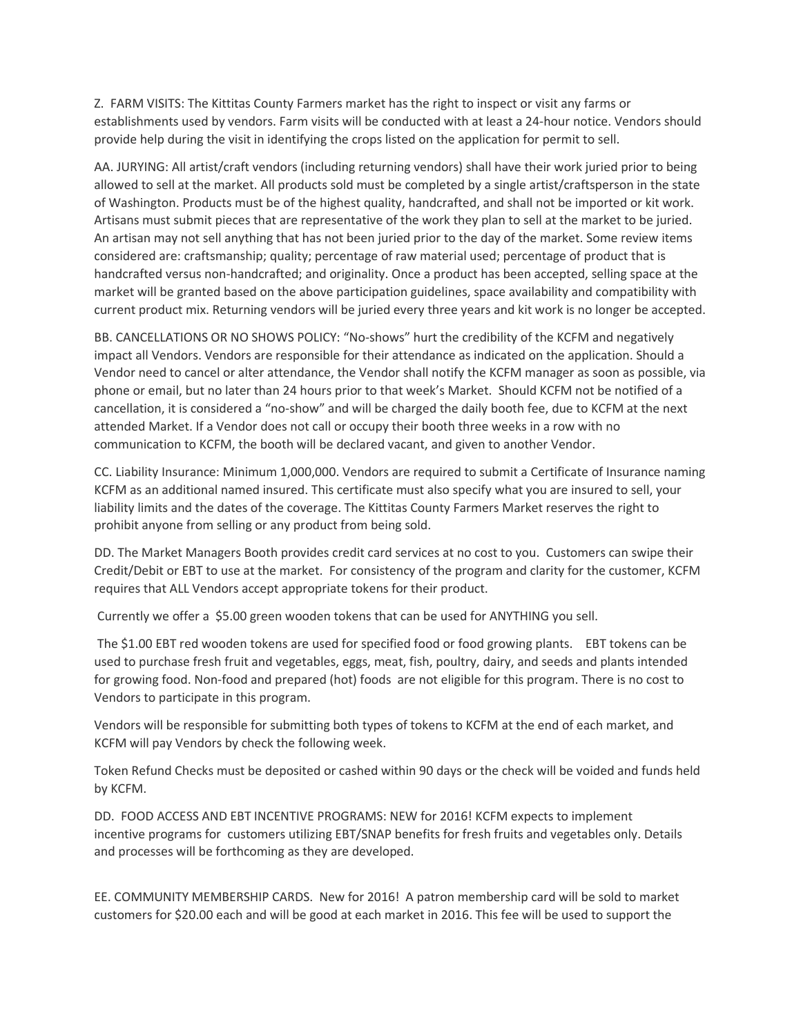Z. FARM VISITS: The Kittitas County Farmers market has the right to inspect or visit any farms or establishments used by vendors. Farm visits will be conducted with at least a 24-hour notice. Vendors should provide help during the visit in identifying the crops listed on the application for permit to sell.

AA. JURYING: All artist/craft vendors (including returning vendors) shall have their work juried prior to being allowed to sell at the market. All products sold must be completed by a single artist/craftsperson in the state of Washington. Products must be of the highest quality, handcrafted, and shall not be imported or kit work. Artisans must submit pieces that are representative of the work they plan to sell at the market to be juried. An artisan may not sell anything that has not been juried prior to the day of the market. Some review items considered are: craftsmanship; quality; percentage of raw material used; percentage of product that is handcrafted versus non-handcrafted; and originality. Once a product has been accepted, selling space at the market will be granted based on the above participation guidelines, space availability and compatibility with current product mix. Returning vendors will be juried every three years and kit work is no longer be accepted.

BB. CANCELLATIONS OR NO SHOWS POLICY: "No-shows" hurt the credibility of the KCFM and negatively impact all Vendors. Vendors are responsible for their attendance as indicated on the application. Should a Vendor need to cancel or alter attendance, the Vendor shall notify the KCFM manager as soon as possible, via phone or email, but no later than 24 hours prior to that week's Market. Should KCFM not be notified of a cancellation, it is considered a "no-show" and will be charged the daily booth fee, due to KCFM at the next attended Market. If a Vendor does not call or occupy their booth three weeks in a row with no communication to KCFM, the booth will be declared vacant, and given to another Vendor.

CC. Liability Insurance: Minimum 1,000,000. Vendors are required to submit a Certificate of Insurance naming KCFM as an additional named insured. This certificate must also specify what you are insured to sell, your liability limits and the dates of the coverage. The Kittitas County Farmers Market reserves the right to prohibit anyone from selling or any product from being sold.

DD. The Market Managers Booth provides credit card services at no cost to you. Customers can swipe their Credit/Debit or EBT to use at the market. For consistency of the program and clarity for the customer, KCFM requires that ALL Vendors accept appropriate tokens for their product.

Currently we offer a $5.00 green wooden tokens that can be used for ANYTHING you sell.

The $1.00 EBT red wooden tokens are used for specified food or food growing plants. EBT tokens can be used to purchase fresh fruit and vegetables, eggs, meat, fish, poultry, dairy, and seeds and plants intended for growing food. Non-food and prepared (hot) foods are not eligible for this program. There is no cost to Vendors to participate in this program.

Vendors will be responsible for submitting both types of tokens to KCFM at the end of each market, and KCFM will pay Vendors by check the following week.

Token Refund Checks must be deposited or cashed within 90 days or the check will be voided and funds held by KCFM.

DD. FOOD ACCESS AND EBT INCENTIVE PROGRAMS: NEW for 2016! KCFM expects to implement incentive programs for customers utilizing EBT/SNAP benefits for fresh fruits and vegetables only. Details and processes will be forthcoming as they are developed.

EE. COMMUNITY MEMBERSHIP CARDS. New for 2016! A patron membership card will be sold to market customers for $20.00 each and will be good at each market in 2016. This fee will be used to support the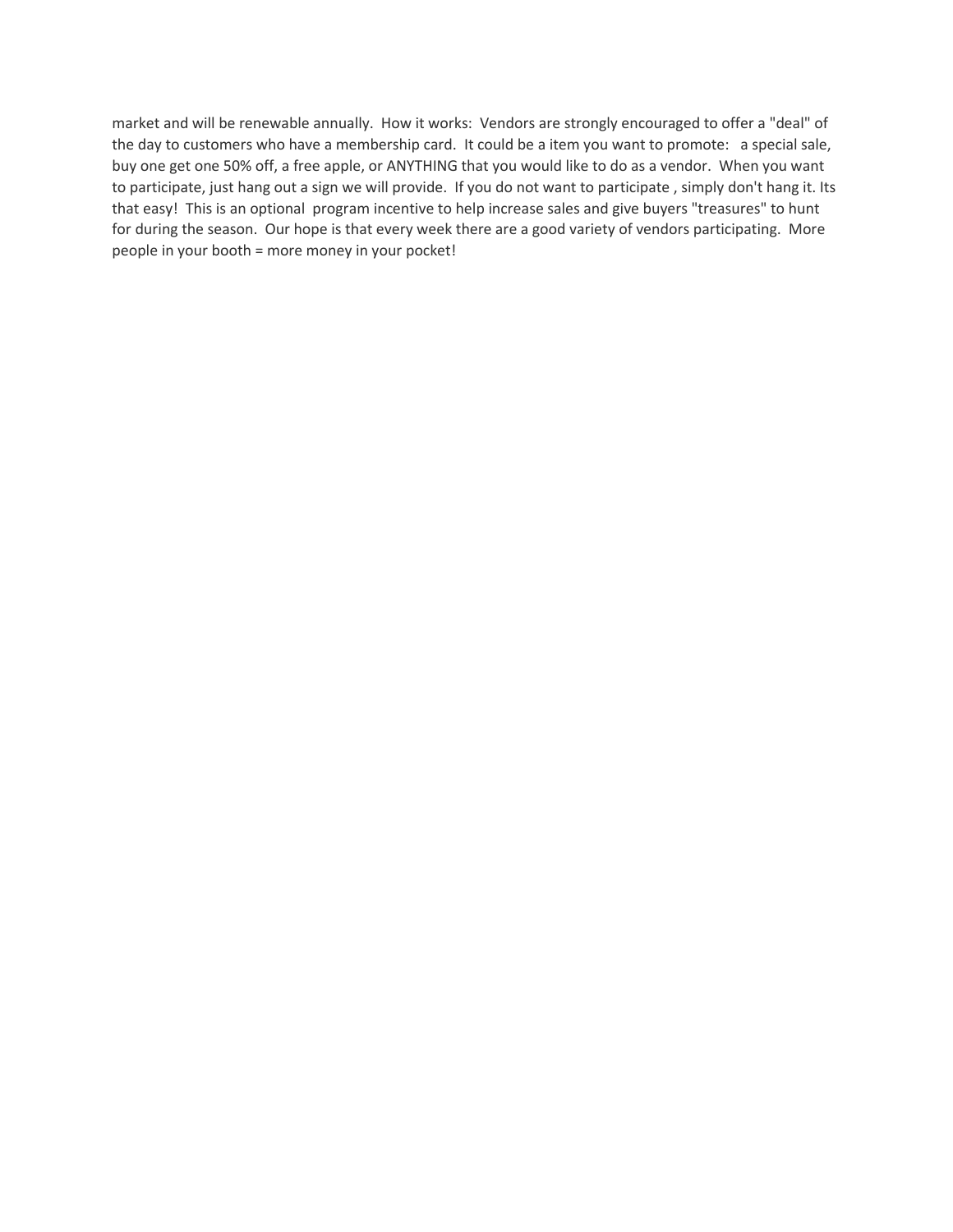market and will be renewable annually.  How it works:  Vendors are strongly encouraged to offer a "deal" of the day to customers who have a membership card.  It could be a item you want to promote:   a special sale, buy one get one 50% off, a free apple, or ANYTHING that you would like to do as a vendor.  When you want to participate, just hang out a sign we will provide.  If you do not want to participate , simply don't hang it. Its that easy!  This is an optional  program incentive to help increase sales and give buyers "treasures" to hunt for during the season.  Our hope is that every week there are a good variety of vendors participating.  More people in your booth = more money in your pocket!